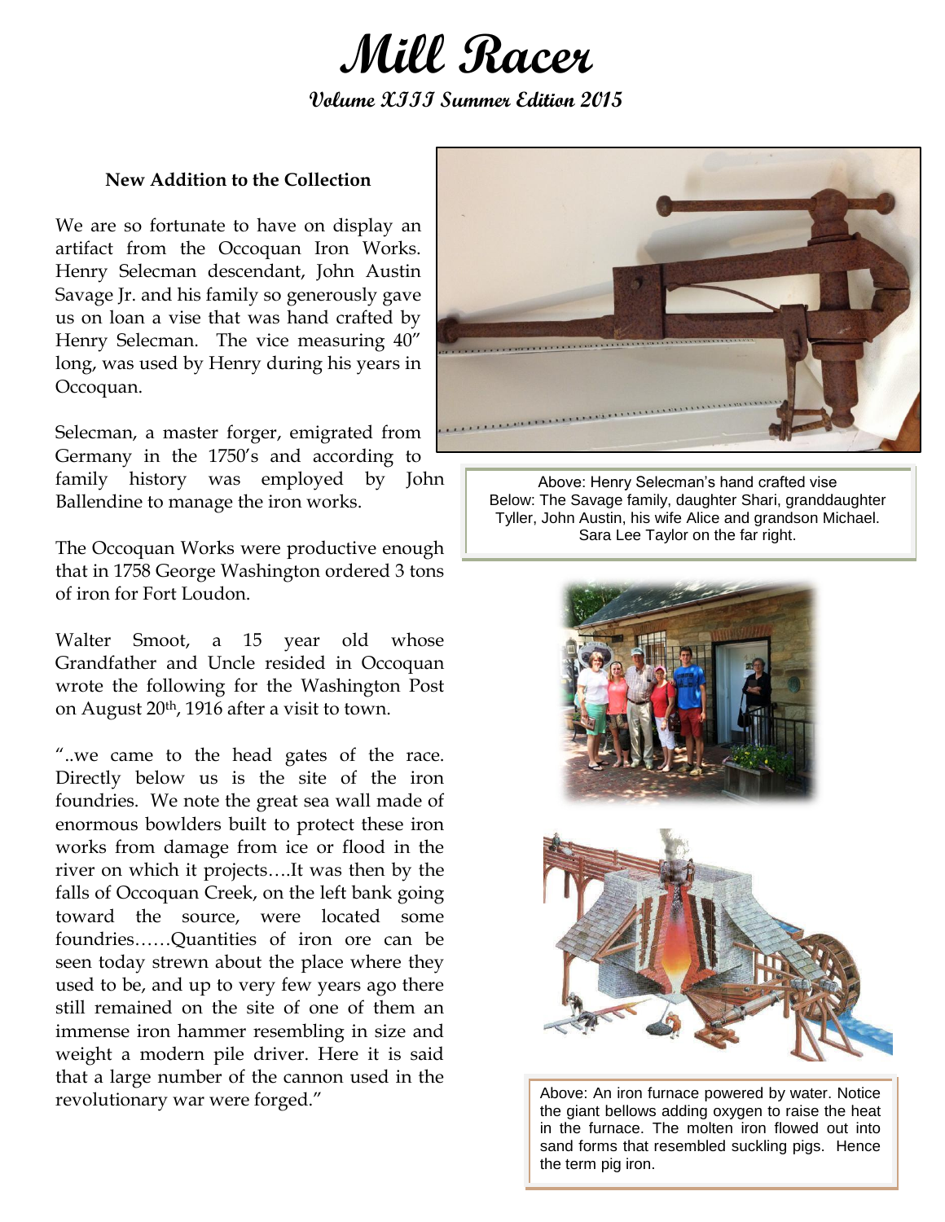# Mill Racer

**Volume XIII Summer Edition 2015**

### New Addition to the Collection

We are so fortunate to have on display an artifact from the Occoquan Iron Works. Henry Selecman descendant, John Austin Savage Jr. and his family so generously gave us on loan a vise that was hand crafted by Henry Selecman. The vice measuring 40" long, was used by Henry during his years in Occoquan.

Selecman, a master forger, emigrated from Germany in the 1750's and according to family history was employed by John Ballendine to manage the iron works.

The Occoquan Works were productive enough that in 1758 George Washington ordered 3 tons of iron for Fort Loudon.

Walter Smoot, a 15 year old whose Grandfather and Uncle resided in Occoquan wrote the following for the Washington Post on August 20th, 1916 after a visit to town.

"..we came to the head gates of the race. Directly below us is the site of the iron foundries. We note the great sea wall made of enormous bowlders built to protect these iron works from damage from ice or flood in the river on which it projects….It was then by the falls of Occoquan Creek, on the left bank going toward the source, were located some foundries……Quantities of iron ore can be seen today strewn about the place where they used to be, and up to very few years ago there still remained on the site of one of them an immense iron hammer resembling in size and weight a modern pile driver. Here it is said that a large number of the cannon used in the revolutionary war were forged."

Above: Henry Selecman's hand crafted vise
Below: The Savage family, daughter Shari, granddaughter Tyller, John Austin, his wife Alice and grandson Michael. Sara Lee Taylor on the far right.

Above: An iron furnace powered by water. Notice the giant bellows adding oxygen to raise the heat in the furnace. The molten iron flowed out into sand forms that resembled suckling pigs. Hence the term pig iron.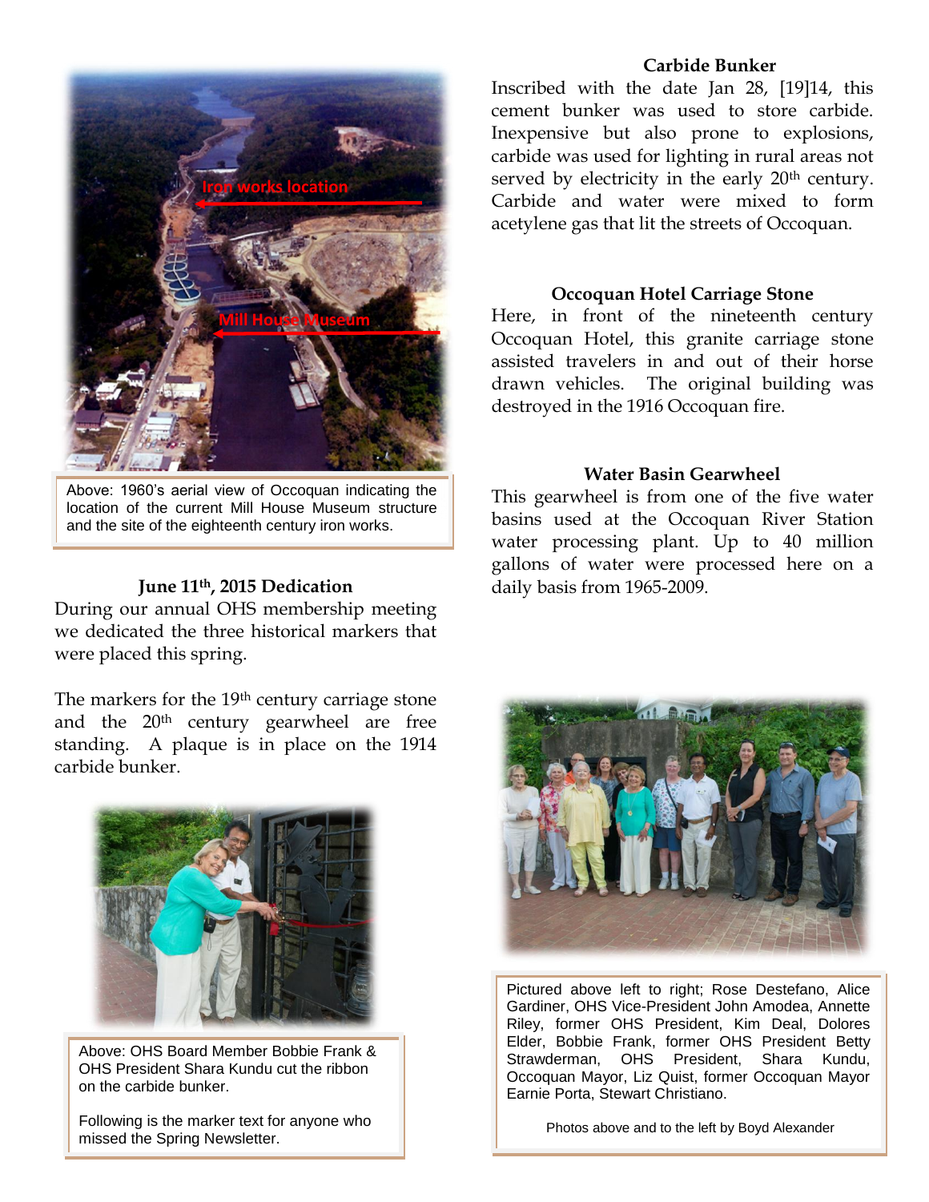Above: 1960's aerial view of Occoquan indicating the location of the current Mill House Museum structure and the site of the eighteenth century iron works.

### June 11th, 2015 Dedication

During our annual OHS membership meeting we dedicated the three historical markers that were placed this spring.

The markers for the 19th century carriage stone and the 20th century gearwheel are free standing. A plaque is in place on the 1914 carbide bunker.

Above: OHS Board Member Bobbie Frank & OHS President Shara Kundu cut the ribbon on the carbide bunker.

Following is the marker text for anyone who missed the Spring Newsletter.

### Carbide Bunker

Inscribed with the date Jan 28, [19]14, this cement bunker was used to store carbide. Inexpensive but also prone to explosions, carbide was used for lighting in rural areas not served by electricity in the early 20th century. Carbide and water were mixed to form acetylene gas that lit the streets of Occoquan.

### Occoquan Hotel Carriage Stone

Here, in front of the nineteenth century Occoquan Hotel, this granite carriage stone assisted travelers in and out of their horse drawn vehicles. The original building was destroyed in the 1916 Occoquan fire.

### Water Basin Gearwheel

This gearwheel is from one of the five water basins used at the Occoquan River Station water processing plant. Up to 40 million gallons of water were processed here on a daily basis from 1965-2009.

Pictured above left to right; Rose Destefano, Alice Gardiner, OHS Vice-President John Amodea, Annette Riley, former OHS President, Kim Deal, Dolores Elder, Bobbie Frank, former OHS President Betty Strawderman, OHS President, Shara Kundu, Occoquan Mayor, Liz Quist, former Occoquan Mayor Earnie Porta, Stewart Christiano.

Photos above and to the left by Boyd Alexander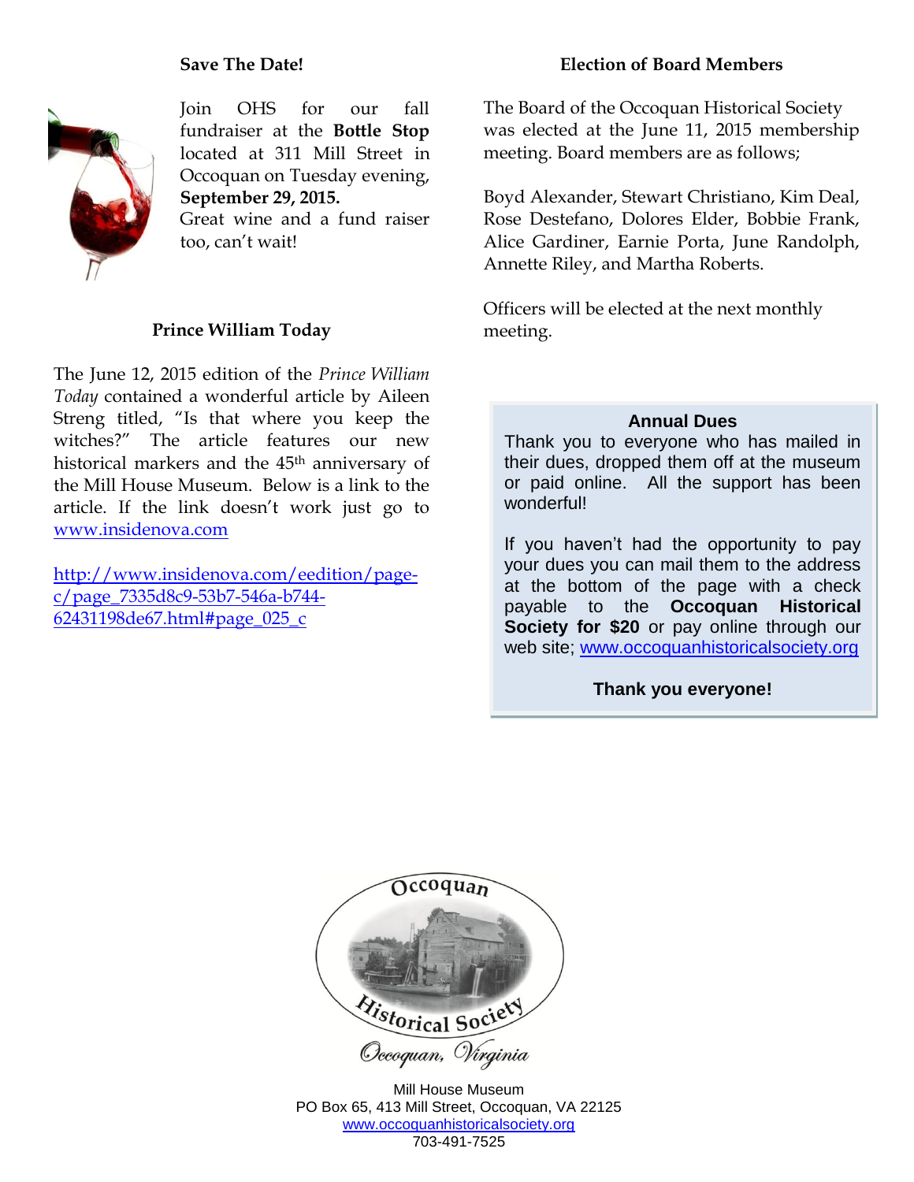### Save The Date!

Join OHS for our fall fundraiser at the **Bottle Stop** located at 311 Mill Street in Occoquan on Tuesday evening, **September 29, 2015.** Great wine and a fund raiser too, can't wait!

### Prince William Today

The June 12, 2015 edition of the *Prince William Today* contained a wonderful article by Aileen Streng titled, "Is that where you keep the witches?" The article features our new historical markers and the 45th anniversary of the Mill House Museum. Below is a link to the article. If the link doesn't work just go to www.insidenova.com

http://www.insidenova.com/eedition/page-c/page_7335d8c9-53b7-546a-b744-62431198de67.html#page_025_c

### Election of Board Members

The Board of the Occoquan Historical Society was elected at the June 11, 2015 membership meeting. Board members are as follows;

Boyd Alexander, Stewart Christiano, Kim Deal, Rose Destefano, Dolores Elder, Bobbie Frank, Alice Gardiner, Earnie Porta, June Randolph, Annette Riley, and Martha Roberts.

Officers will be elected at the next monthly meeting.

### Annual Dues

Thank you to everyone who has mailed in their dues, dropped them off at the museum or paid online. All the support has been wonderful!

If you haven't had the opportunity to pay your dues you can mail them to the address at the bottom of the page with a check payable to the **Occoquan Historical Society for $20** or pay online through our web site; www.occoquanhistoricalsociety.org

**Thank you everyone!**

Occoquan Historical Society

Occoquan, Virginia

Mill House Museum
PO Box 65, 413 Mill Street, Occoquan, VA 22125
www.occoquanhistoricalsociety.org
703-491-7525